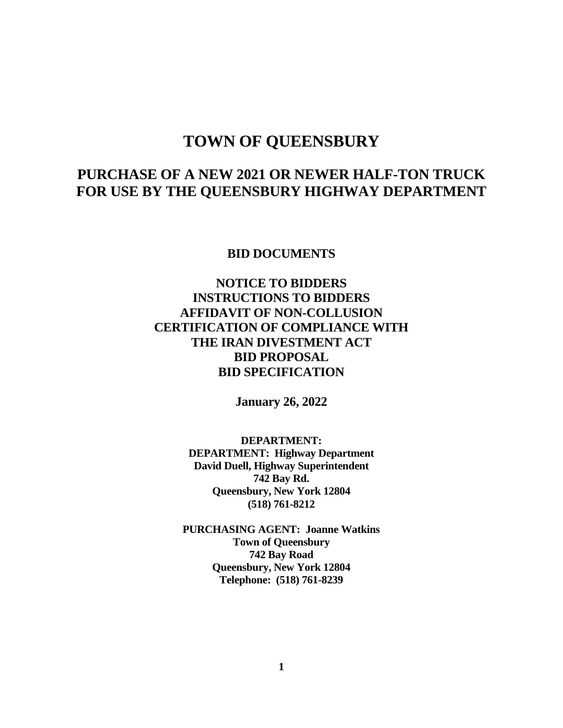# TOWN OF QUEENSBURY

## PURCHASE OF A NEW 2021 OR NEWER HALF-TON TRUCK FOR USE BY THE QUEENSBURY HIGHWAY DEPARTMENT

**BID DOCUMENTS**

**NOTICE TO BIDDERS**
**INSTRUCTIONS TO BIDDERS**
**AFFIDAVIT OF NON-COLLUSION**
**CERTIFICATION OF COMPLIANCE WITH THE IRAN DIVESTMENT ACT**
**BID PROPOSAL**
**BID SPECIFICATION**

**January 26, 2022**

**DEPARTMENT:**
**DEPARTMENT: Highway Department**
**David Duell, Highway Superintendent**
**742 Bay Rd.**
**Queensbury, New York 12804**
**(518) 761-8212**

**PURCHASING AGENT: Joanne Watkins**
**Town of Queensbury**
**742 Bay Road**
**Queensbury, New York 12804**
**Telephone: (518) 761-8239**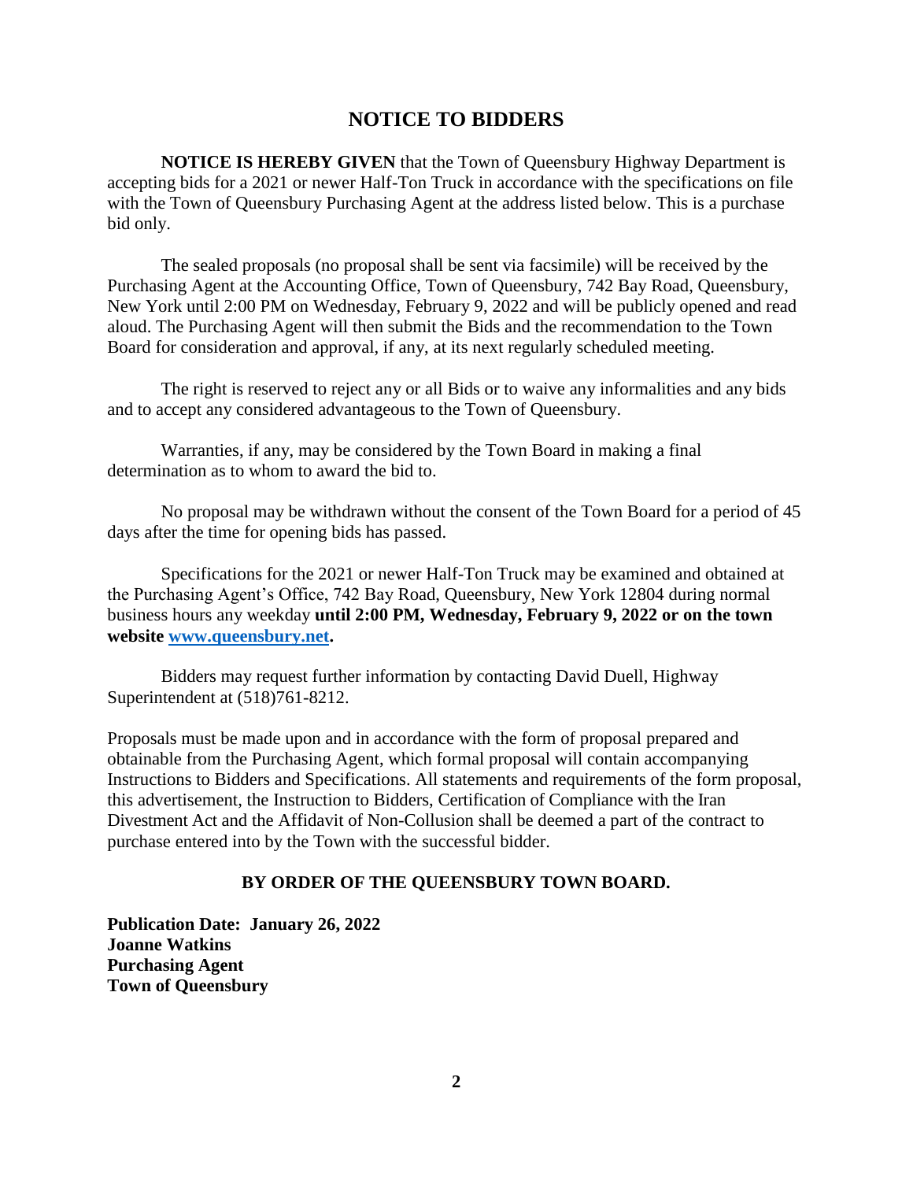# NOTICE TO BIDDERS

**NOTICE IS HEREBY GIVEN** that the Town of Queensbury Highway Department is accepting bids for a 2021 or newer Half-Ton Truck in accordance with the specifications on file with the Town of Queensbury Purchasing Agent at the address listed below. This is a purchase bid only.

The sealed proposals (no proposal shall be sent via facsimile) will be received by the Purchasing Agent at the Accounting Office, Town of Queensbury, 742 Bay Road, Queensbury, New York until 2:00 PM on Wednesday, February 9, 2022 and will be publicly opened and read aloud. The Purchasing Agent will then submit the Bids and the recommendation to the Town Board for consideration and approval, if any, at its next regularly scheduled meeting.

The right is reserved to reject any or all Bids or to waive any informalities and any bids and to accept any considered advantageous to the Town of Queensbury.

Warranties, if any, may be considered by the Town Board in making a final determination as to whom to award the bid to.

No proposal may be withdrawn without the consent of the Town Board for a period of 45 days after the time for opening bids has passed.

Specifications for the 2021 or newer Half-Ton Truck may be examined and obtained at the Purchasing Agent's Office, 742 Bay Road, Queensbury, New York 12804 during normal business hours any weekday **until 2:00 PM, Wednesday, February 9, 2022 or on the town website [www.queensbury.net](http://www.queensbury.net).**

Bidders may request further information by contacting David Duell, Highway Superintendent at (518)761-8212.

Proposals must be made upon and in accordance with the form of proposal prepared and obtainable from the Purchasing Agent, which formal proposal will contain accompanying Instructions to Bidders and Specifications. All statements and requirements of the form proposal, this advertisement, the Instruction to Bidders, Certification of Compliance with the Iran Divestment Act and the Affidavit of Non-Collusion shall be deemed a part of the contract to purchase entered into by the Town with the successful bidder.

**BY ORDER OF THE QUEENSBURY TOWN BOARD.**

**Publication Date: January 26, 2022**
**Joanne Watkins**
**Purchasing Agent**
**Town of Queensbury**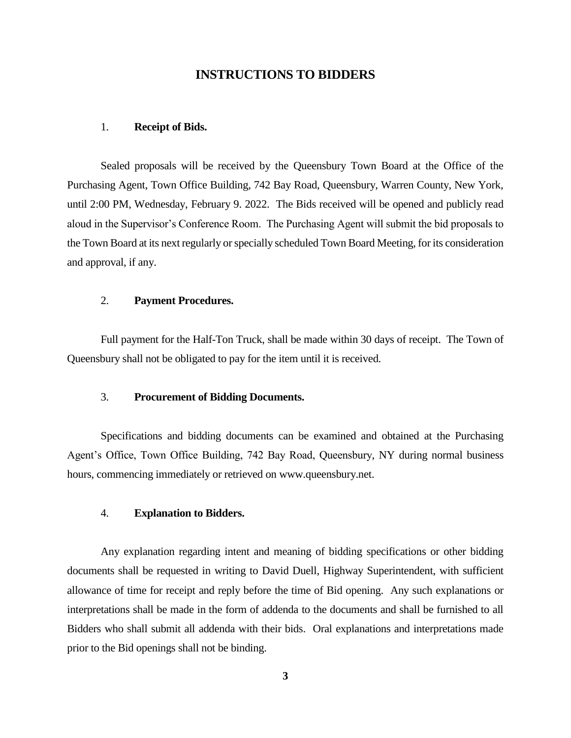# INSTRUCTIONS TO BIDDERS

1. **Receipt of Bids.**

Sealed proposals will be received by the Queensbury Town Board at the Office of the Purchasing Agent, Town Office Building, 742 Bay Road, Queensbury, Warren County, New York, until 2:00 PM, Wednesday, February 9. 2022. The Bids received will be opened and publicly read aloud in the Supervisor's Conference Room. The Purchasing Agent will submit the bid proposals to the Town Board at its next regularly or specially scheduled Town Board Meeting, for its consideration and approval, if any.

2. **Payment Procedures.**

Full payment for the Half-Ton Truck, shall be made within 30 days of receipt. The Town of Queensbury shall not be obligated to pay for the item until it is received.

3. **Procurement of Bidding Documents.**

Specifications and bidding documents can be examined and obtained at the Purchasing Agent's Office, Town Office Building, 742 Bay Road, Queensbury, NY during normal business hours, commencing immediately or retrieved on www.queensbury.net.

4. **Explanation to Bidders.**

Any explanation regarding intent and meaning of bidding specifications or other bidding documents shall be requested in writing to David Duell, Highway Superintendent, with sufficient allowance of time for receipt and reply before the time of Bid opening. Any such explanations or interpretations shall be made in the form of addenda to the documents and shall be furnished to all Bidders who shall submit all addenda with their bids. Oral explanations and interpretations made prior to the Bid openings shall not be binding.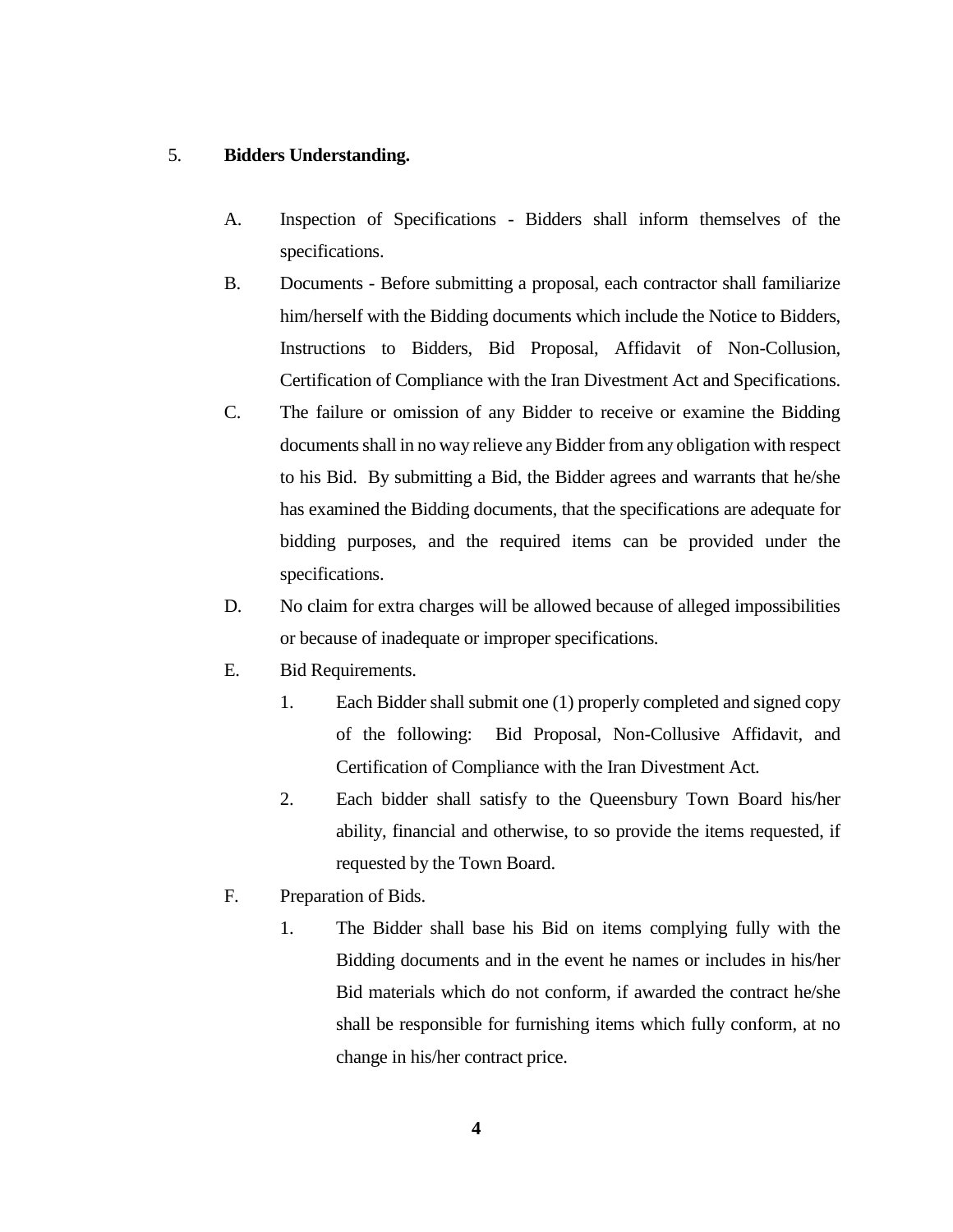5. **Bidders Understanding.**

   A. Inspection of Specifications - Bidders shall inform themselves of the specifications.

   B. Documents - Before submitting a proposal, each contractor shall familiarize him/herself with the Bidding documents which include the Notice to Bidders, Instructions to Bidders, Bid Proposal, Affidavit of Non-Collusion, Certification of Compliance with the Iran Divestment Act and Specifications.

   C. The failure or omission of any Bidder to receive or examine the Bidding documents shall in no way relieve any Bidder from any obligation with respect to his Bid. By submitting a Bid, the Bidder agrees and warrants that he/she has examined the Bidding documents, that the specifications are adequate for bidding purposes, and the required items can be provided under the specifications.

   D. No claim for extra charges will be allowed because of alleged impossibilities or because of inadequate or improper specifications.

   E. Bid Requirements.

      1. Each Bidder shall submit one (1) properly completed and signed copy of the following: Bid Proposal, Non-Collusive Affidavit, and Certification of Compliance with the Iran Divestment Act.

      2. Each bidder shall satisfy to the Queensbury Town Board his/her ability, financial and otherwise, to so provide the items requested, if requested by the Town Board.

   F. Preparation of Bids.

      1. The Bidder shall base his Bid on items complying fully with the Bidding documents and in the event he names or includes in his/her Bid materials which do not conform, if awarded the contract he/she shall be responsible for furnishing items which fully conform, at no change in his/her contract price.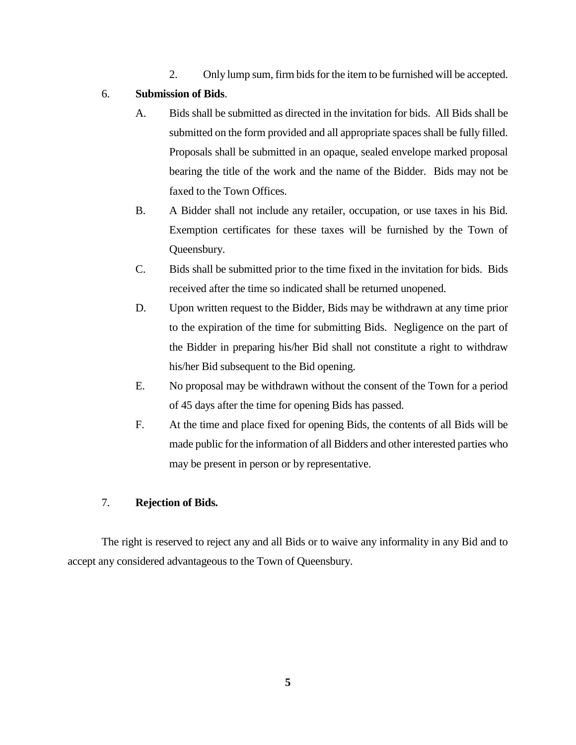2. Only lump sum, firm bids for the item to be furnished will be accepted.

6. **Submission of Bids**.

   A. Bids shall be submitted as directed in the invitation for bids. All Bids shall be submitted on the form provided and all appropriate spaces shall be fully filled. Proposals shall be submitted in an opaque, sealed envelope marked proposal bearing the title of the work and the name of the Bidder. Bids may not be faxed to the Town Offices.

   B. A Bidder shall not include any retailer, occupation, or use taxes in his Bid. Exemption certificates for these taxes will be furnished by the Town of Queensbury.

   C. Bids shall be submitted prior to the time fixed in the invitation for bids. Bids received after the time so indicated shall be returned unopened.

   D. Upon written request to the Bidder, Bids may be withdrawn at any time prior to the expiration of the time for submitting Bids. Negligence on the part of the Bidder in preparing his/her Bid shall not constitute a right to withdraw his/her Bid subsequent to the Bid opening.

   E. No proposal may be withdrawn without the consent of the Town for a period of 45 days after the time for opening Bids has passed.

   F. At the time and place fixed for opening Bids, the contents of all Bids will be made public for the information of all Bidders and other interested parties who may be present in person or by representative.

7. **Rejection of Bids.**

The right is reserved to reject any and all Bids or to waive any informality in any Bid and to accept any considered advantageous to the Town of Queensbury.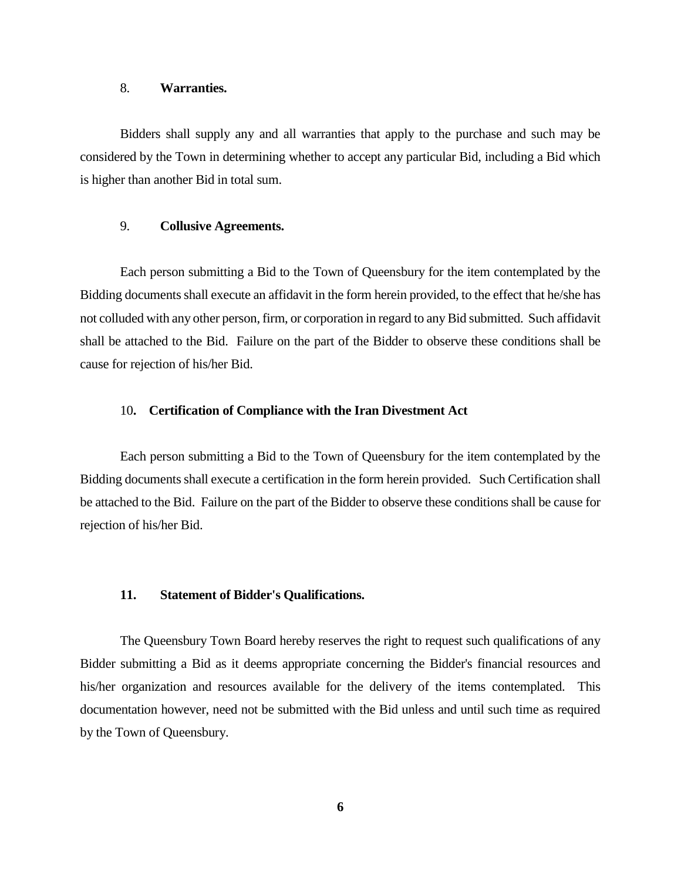8. **Warranties.**

Bidders shall supply any and all warranties that apply to the purchase and such may be considered by the Town in determining whether to accept any particular Bid, including a Bid which is higher than another Bid in total sum.

9. **Collusive Agreements.**

Each person submitting a Bid to the Town of Queensbury for the item contemplated by the Bidding documents shall execute an affidavit in the form herein provided, to the effect that he/she has not colluded with any other person, firm, or corporation in regard to any Bid submitted. Such affidavit shall be attached to the Bid. Failure on the part of the Bidder to observe these conditions shall be cause for rejection of his/her Bid.

10**. Certification of Compliance with the Iran Divestment Act**

Each person submitting a Bid to the Town of Queensbury for the item contemplated by the Bidding documents shall execute a certification in the form herein provided. Such Certification shall be attached to the Bid. Failure on the part of the Bidder to observe these conditions shall be cause for rejection of his/her Bid.

**11. Statement of Bidder's Qualifications.**

The Queensbury Town Board hereby reserves the right to request such qualifications of any Bidder submitting a Bid as it deems appropriate concerning the Bidder's financial resources and his/her organization and resources available for the delivery of the items contemplated. This documentation however, need not be submitted with the Bid unless and until such time as required by the Town of Queensbury.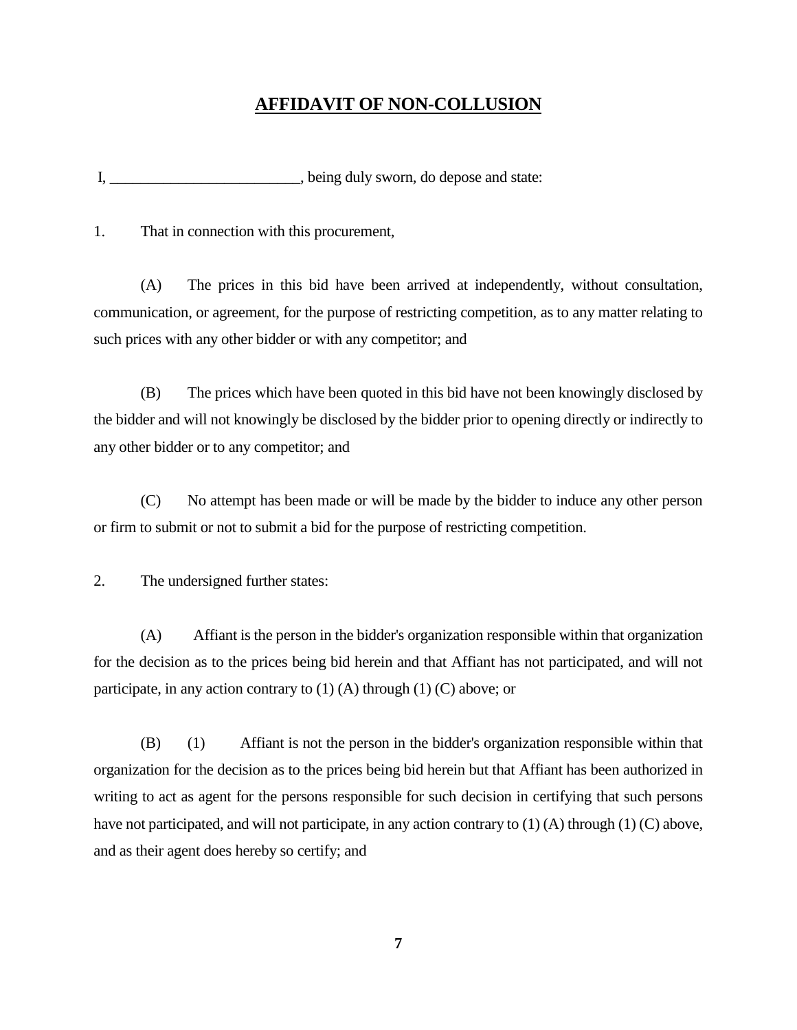# **AFFIDAVIT OF NON-COLLUSION**

I, ________________________, being duly sworn, do depose and state:

1. That in connection with this procurement,

(A) The prices in this bid have been arrived at independently, without consultation, communication, or agreement, for the purpose of restricting competition, as to any matter relating to such prices with any other bidder or with any competitor; and

(B) The prices which have been quoted in this bid have not been knowingly disclosed by the bidder and will not knowingly be disclosed by the bidder prior to opening directly or indirectly to any other bidder or to any competitor; and

(C) No attempt has been made or will be made by the bidder to induce any other person or firm to submit or not to submit a bid for the purpose of restricting competition.

2. The undersigned further states:

(A) Affiant is the person in the bidder's organization responsible within that organization for the decision as to the prices being bid herein and that Affiant has not participated, and will not participate, in any action contrary to (1) (A) through (1) (C) above; or

(B) (1) Affiant is not the person in the bidder's organization responsible within that organization for the decision as to the prices being bid herein but that Affiant has been authorized in writing to act as agent for the persons responsible for such decision in certifying that such persons have not participated, and will not participate, in any action contrary to (1) (A) through (1) (C) above, and as their agent does hereby so certify; and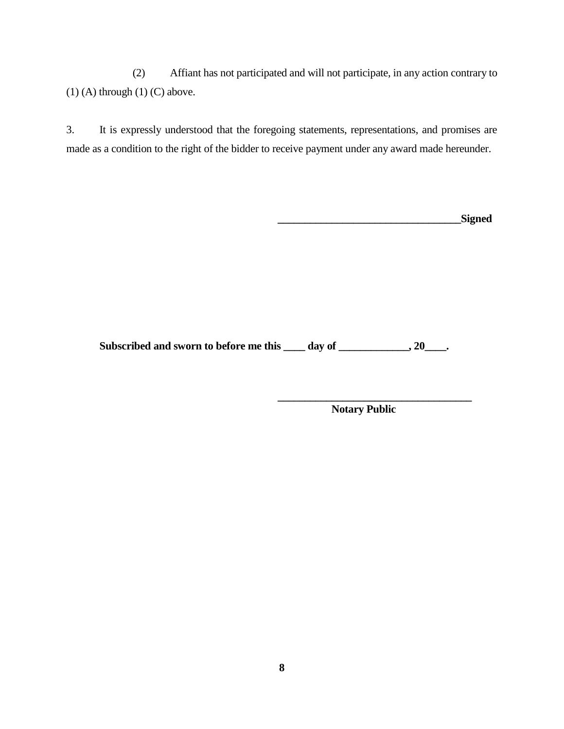(2) Affiant has not participated and will not participate, in any action contrary to (1) (A) through (1) (C) above.

3. It is expressly understood that the foregoing statements, representations, and promises are made as a condition to the right of the bidder to receive payment under any award made hereunder.

**__________________________________Signed**

**Subscribed and sworn to before me this ____ day of _____________, 20____.**

**____________________________________**
**Notary Public**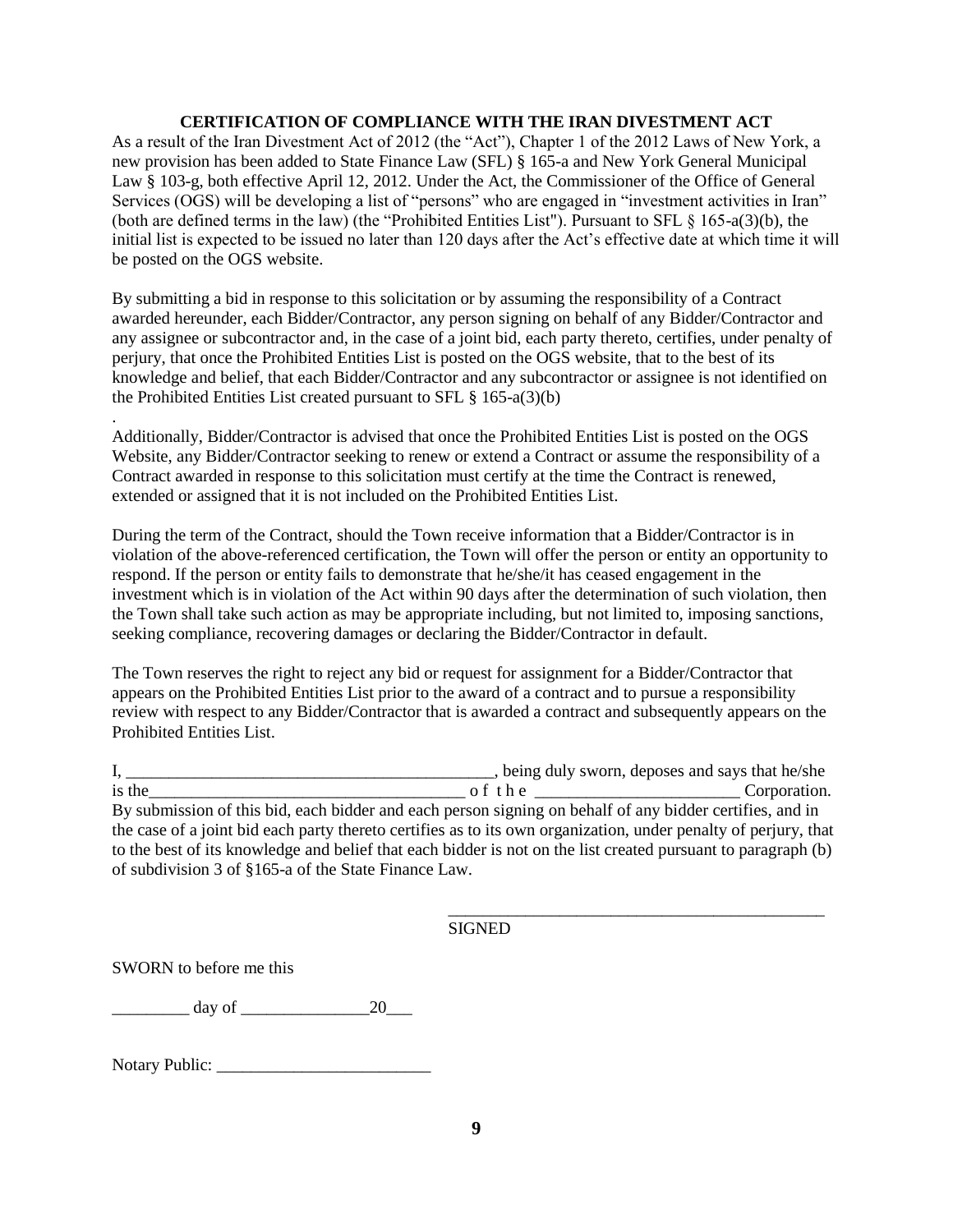**CERTIFICATION OF COMPLIANCE WITH THE IRAN DIVESTMENT ACT**

As a result of the Iran Divestment Act of 2012 (the "Act"), Chapter 1 of the 2012 Laws of New York, a new provision has been added to State Finance Law (SFL) § 165-a and New York General Municipal Law § 103-g, both effective April 12, 2012. Under the Act, the Commissioner of the Office of General Services (OGS) will be developing a list of "persons" who are engaged in "investment activities in Iran" (both are defined terms in the law) (the "Prohibited Entities List"). Pursuant to SFL § 165-a(3)(b), the initial list is expected to be issued no later than 120 days after the Act's effective date at which time it will be posted on the OGS website.

By submitting a bid in response to this solicitation or by assuming the responsibility of a Contract awarded hereunder, each Bidder/Contractor, any person signing on behalf of any Bidder/Contractor and any assignee or subcontractor and, in the case of a joint bid, each party thereto, certifies, under penalty of perjury, that once the Prohibited Entities List is posted on the OGS website, that to the best of its knowledge and belief, that each Bidder/Contractor and any subcontractor or assignee is not identified on the Prohibited Entities List created pursuant to SFL § 165-a(3)(b)

.

Additionally, Bidder/Contractor is advised that once the Prohibited Entities List is posted on the OGS Website, any Bidder/Contractor seeking to renew or extend a Contract or assume the responsibility of a Contract awarded in response to this solicitation must certify at the time the Contract is renewed, extended or assigned that it is not included on the Prohibited Entities List.

During the term of the Contract, should the Town receive information that a Bidder/Contractor is in violation of the above-referenced certification, the Town will offer the person or entity an opportunity to respond. If the person or entity fails to demonstrate that he/she/it has ceased engagement in the investment which is in violation of the Act within 90 days after the determination of such violation, then the Town shall take such action as may be appropriate including, but not limited to, imposing sanctions, seeking compliance, recovering damages or declaring the Bidder/Contractor in default.

The Town reserves the right to reject any bid or request for assignment for a Bidder/Contractor that appears on the Prohibited Entities List prior to the award of a contract and to pursue a responsibility review with respect to any Bidder/Contractor that is awarded a contract and subsequently appears on the Prohibited Entities List.

I, ___________________________________________, being duly sworn, deposes and says that he/she is the_____________________________________ of the _______________________ Corporation. By submission of this bid, each bidder and each person signing on behalf of any bidder certifies, and in the case of a joint bid each party thereto certifies as to its own organization, under penalty of perjury, that to the best of its knowledge and belief that each bidder is not on the list created pursuant to paragraph (b) of subdivision 3 of §165-a of the State Finance Law.

_____________________________________________
SIGNED

SWORN to before me this

_________ day of _______________20___

Notary Public: _________________________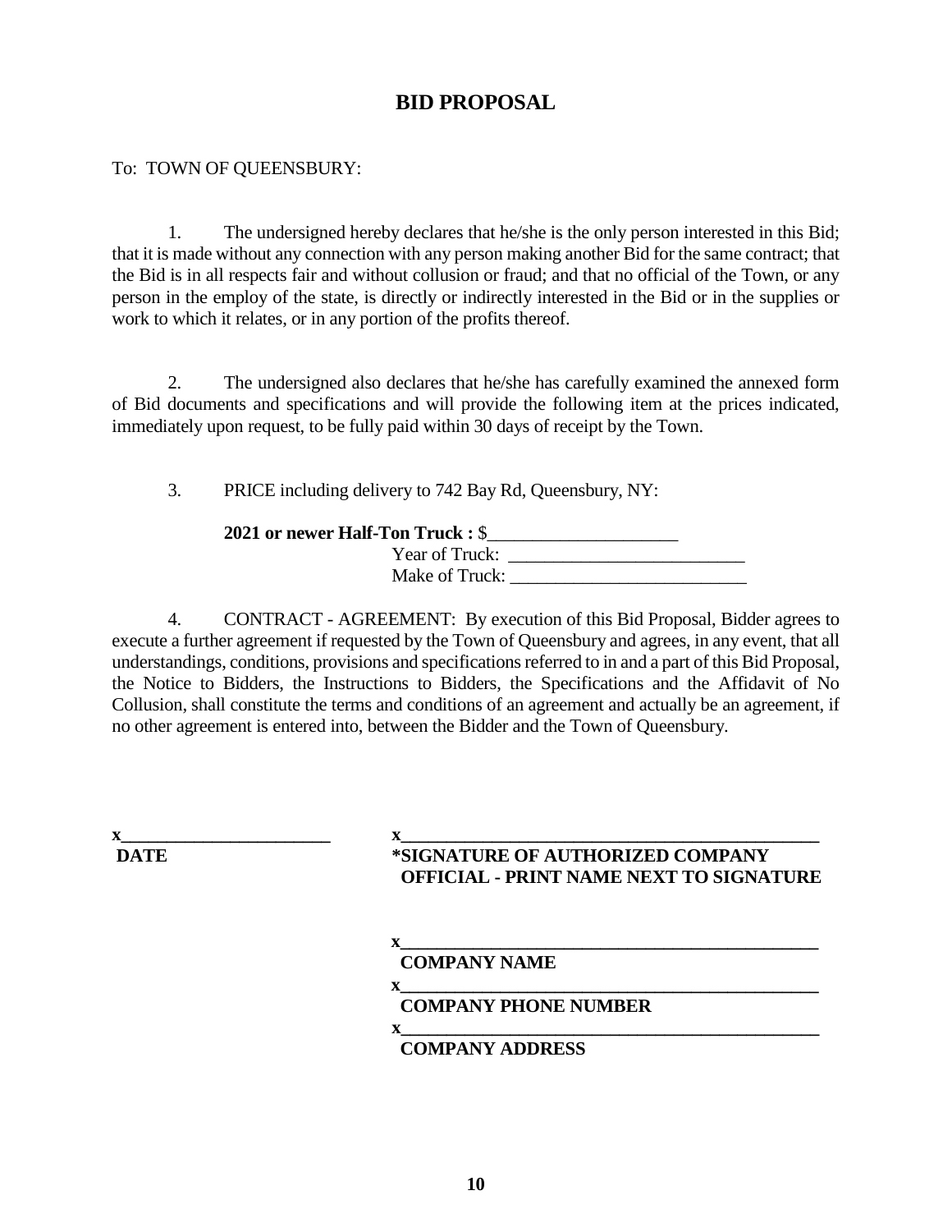# BID PROPOSAL

To: TOWN OF QUEENSBURY:

1. The undersigned hereby declares that he/she is the only person interested in this Bid; that it is made without any connection with any person making another Bid for the same contract; that the Bid is in all respects fair and without collusion or fraud; and that no official of the Town, or any person in the employ of the state, is directly or indirectly interested in the Bid or in the supplies or work to which it relates, or in any portion of the profits thereof.

2. The undersigned also declares that he/she has carefully examined the annexed form of Bid documents and specifications and will provide the following item at the prices indicated, immediately upon request, to be fully paid within 30 days of receipt by the Town.

3. PRICE including delivery to 742 Bay Rd, Queensbury, NY:

**2021 or newer Half-Ton Truck :** $____________________

Year of Truck: _________________________

Make of Truck: _________________________

4. CONTRACT - AGREEMENT: By execution of this Bid Proposal, Bidder agrees to execute a further agreement if requested by the Town of Queensbury and agrees, in any event, that all understandings, conditions, provisions and specifications referred to in and a part of this Bid Proposal, the Notice to Bidders, the Instructions to Bidders, the Specifications and the Affidavit of No Collusion, shall constitute the terms and conditions of an agreement and actually be an agreement, if no other agreement is entered into, between the Bidder and the Town of Queensbury.

**x________________________**
**DATE**

**x_______________________________________________**
**\*SIGNATURE OF AUTHORIZED COMPANY OFFICIAL - PRINT NAME NEXT TO SIGNATURE**

**x_______________________________________________**
**COMPANY NAME**

**x_______________________________________________**
**COMPANY PHONE NUMBER**

**x_______________________________________________**
**COMPANY ADDRESS**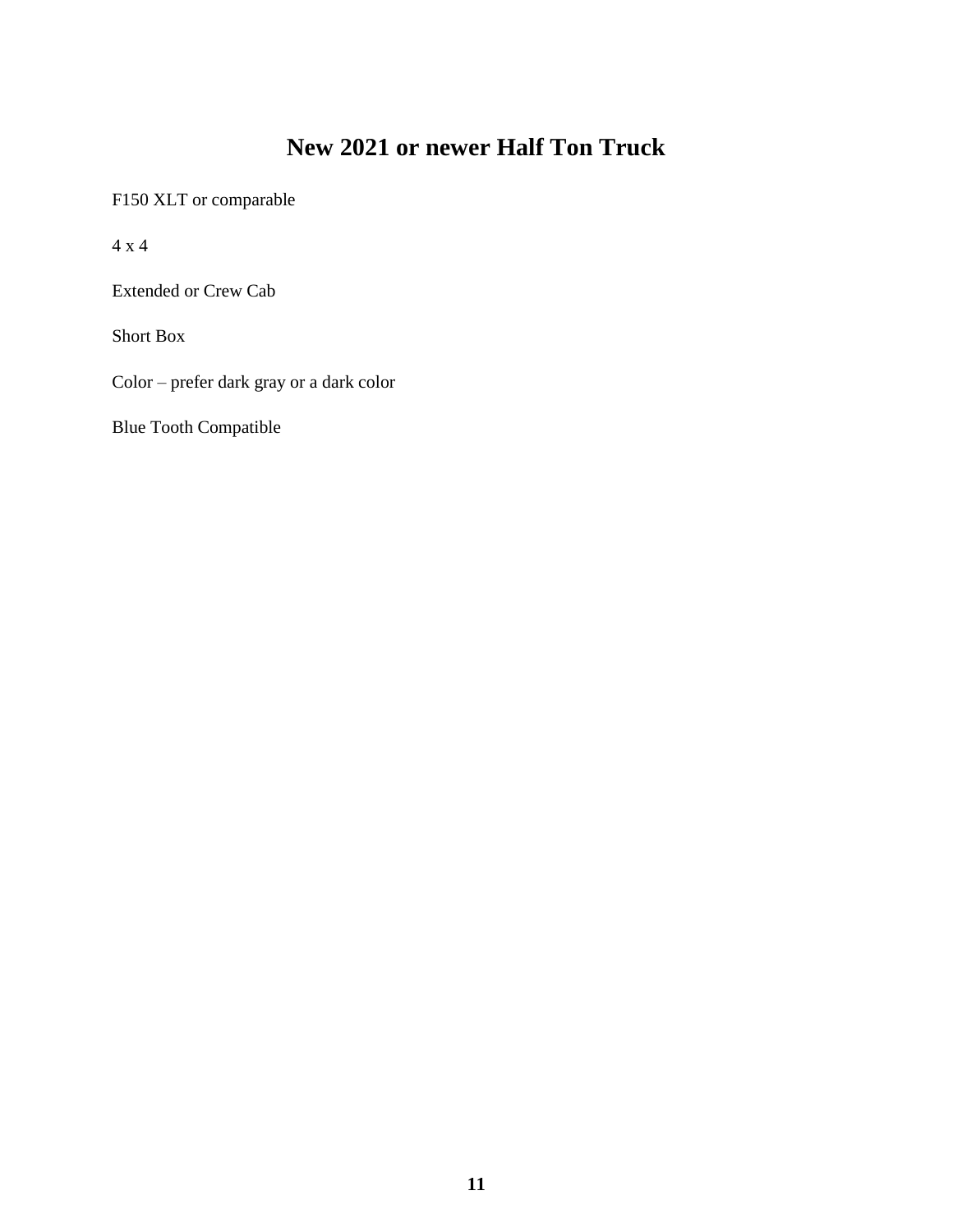# New 2021 or newer Half Ton Truck

F150 XLT or comparable

4 x 4

Extended or Crew Cab

Short Box

Color – prefer dark gray or a dark color

Blue Tooth Compatible